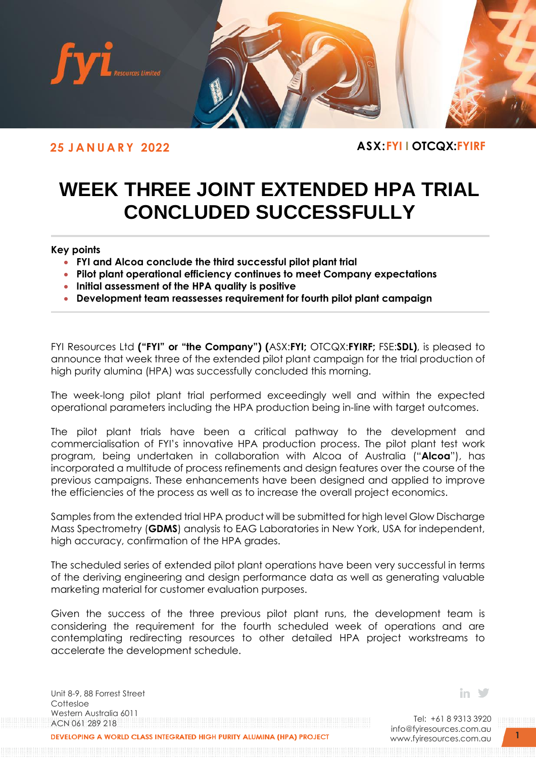**25 JANUARY 2022**

**ASX:FYI | OTCQX:FYIRF**

# WEEK THREE JOINT EXTENDED HPA TRIAL CONCLUDED SUCCESSFULLY

**Key points**

- **FYI and Alcoa conclude the third successful pilot plant trial**
- **Pilot plant operational efficiency continues to meet Company expectations**
- **Initial assessment of the HPA quality is positive**
- **Development team reassesses requirement for fourth pilot plant campaign**

FYI Resources Ltd **("FYI" or "the Company") (**ASX:**FYI;** OTCQX:**FYIRF;** FSE:**SDL)**, is pleased to announce that week three of the extended pilot plant campaign for the trial production of high purity alumina (HPA) was successfully concluded this morning.

The week-long pilot plant trial performed exceedingly well and within the expected operational parameters including the HPA production being in-line with target outcomes.

The pilot plant trials have been a critical pathway to the development and commercialisation of FYI's innovative HPA production process. The pilot plant test work program, being undertaken in collaboration with Alcoa of Australia ("**Alcoa**"), has incorporated a multitude of process refinements and design features over the course of the previous campaigns. These enhancements have been designed and applied to improve the efficiencies of the process as well as to increase the overall project economics.

Samples from the extended trial HPA product will be submitted for high level Glow Discharge Mass Spectrometry (**GDMS**) analysis to EAG Laboratories in New York, USA for independent, high accuracy, confirmation of the HPA grades.

The scheduled series of extended pilot plant operations have been very successful in terms of the deriving engineering and design performance data as well as generating valuable marketing material for customer evaluation purposes.

Given the success of the three previous pilot plant runs, the development team is considering the requirement for the fourth scheduled week of operations and are contemplating redirecting resources to other detailed HPA project workstreams to accelerate the development schedule.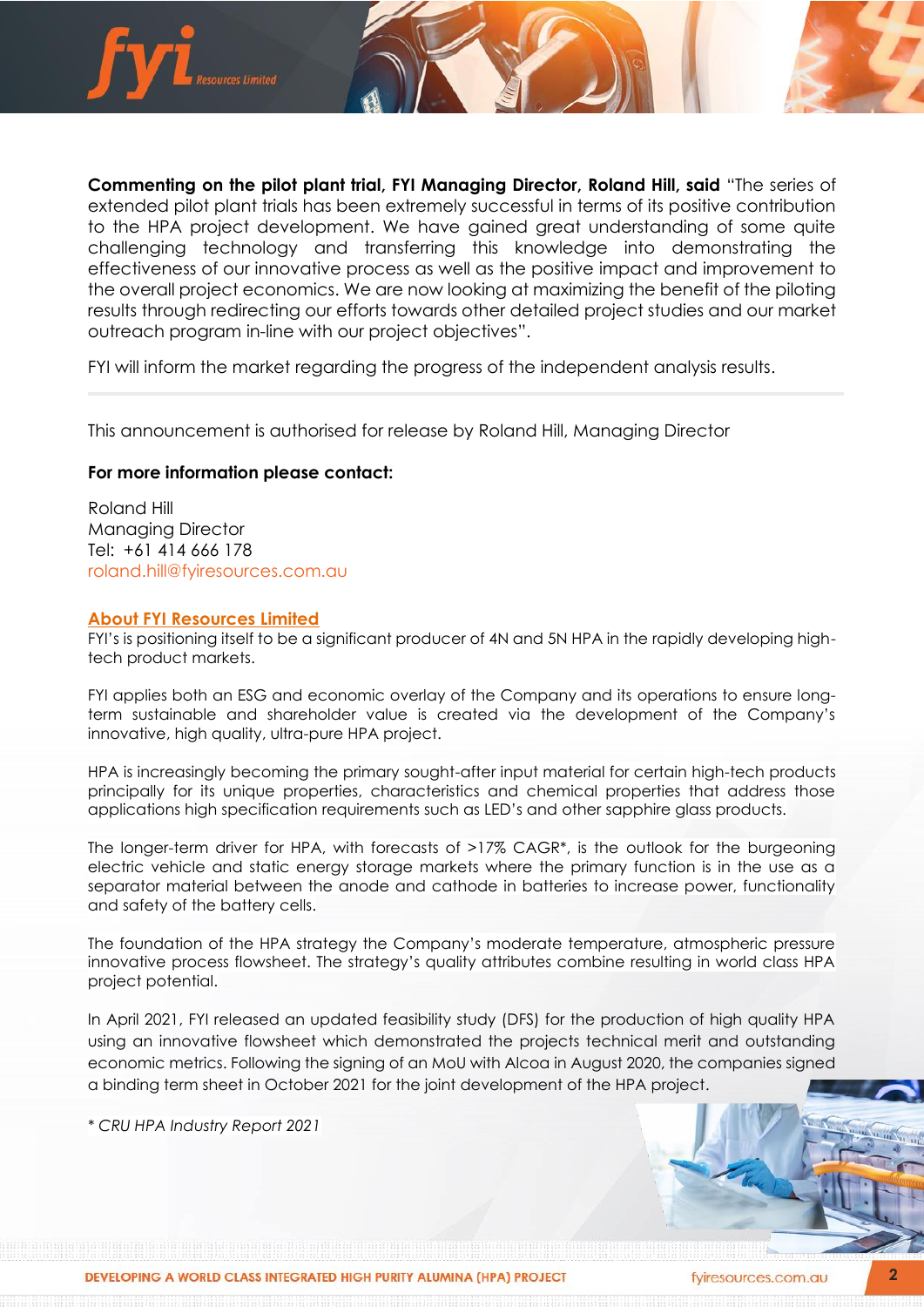**Commenting on the pilot plant trial, FYI Managing Director, Roland Hill, said** "The series of extended pilot plant trials has been extremely successful in terms of its positive contribution to the HPA project development. We have gained great understanding of some quite challenging technology and transferring this knowledge into demonstrating the effectiveness of our innovative process as well as the positive impact and improvement to the overall project economics. We are now looking at maximizing the benefit of the piloting results through redirecting our efforts towards other detailed project studies and our market outreach program in-line with our project objectives".

FYI will inform the market regarding the progress of the independent analysis results.

---

This announcement is authorised for release by Roland Hill, Managing Director

**For more information please contact:**

Roland Hill
Managing Director
Tel: +61 414 666 178
roland.hill@fyiresources.com.au

**About FYI Resources Limited**

FYI's is positioning itself to be a significant producer of 4N and 5N HPA in the rapidly developing high-tech product markets.

FYI applies both an ESG and economic overlay of the Company and its operations to ensure long-term sustainable and shareholder value is created via the development of the Company's innovative, high quality, ultra-pure HPA project.

HPA is increasingly becoming the primary sought-after input material for certain high-tech products principally for its unique properties, characteristics and chemical properties that address those applications high specification requirements such as LED's and other sapphire glass products.

The longer-term driver for HPA, with forecasts of >17% CAGR*, is the outlook for the burgeoning electric vehicle and static energy storage markets where the primary function is in the use as a separator material between the anode and cathode in batteries to increase power, functionality and safety of the battery cells.

The foundation of the HPA strategy the Company's moderate temperature, atmospheric pressure innovative process flowsheet. The strategy's quality attributes combine resulting in world class HPA project potential.

In April 2021, FYI released an updated feasibility study (DFS) for the production of high quality HPA using an innovative flowsheet which demonstrated the projects technical merit and outstanding economic metrics. Following the signing of an MoU with Alcoa in August 2020, the companies signed a binding term sheet in October 2021 for the joint development of the HPA project.

*\* CRU HPA Industry Report 2021*